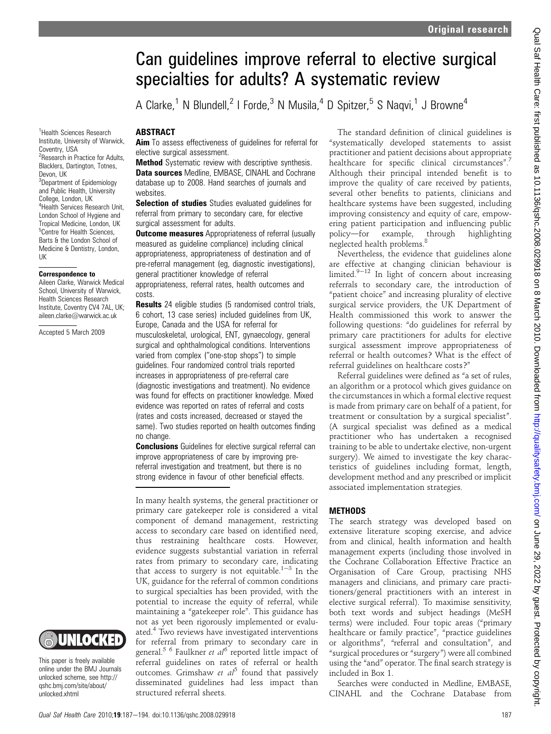# Can guidelines improve referral to elective surgical specialties for adults? A systematic review

A Clarke,[1] N Blundell,[2] I Forde,[3] N Musila,[4] D Spitzer,[5] S Naqvi,[1] J Browne[4]

[1]Health Sciences Research Institute, University of Warwick, Coventry, USA
[2]Research in Practice for Adults, Blacklers, Dartington, Totnes, Devon, UK
[3]Department of Epidemiology and Public Health, University College, London, UK
[4]Health Services Research Unit, London School of Hygiene and Tropical Medicine, London, UK
[5]Centre for Health Sciences, Barts & the London School of Medicine & Dentistry, London, UK

**Correspondence to**
Aileen Clarke, Warwick Medical School, University of Warwick, Health Sciences Research Institute, Coventry CV4 7AL, UK; aileen.clarke@warwick.ac.uk

Accepted 5 March 2009

This paper is freely available online under the BMJ Journals unlocked scheme, see http://qshc.bmj.com/site/about/unlocked.xhtml

## ABSTRACT

**Aim** To assess effectiveness of guidelines for referral for elective surgical assessment.

**Method** Systematic review with descriptive synthesis.

**Data sources** Medline, EMBASE, CINAHL and Cochrane database up to 2008. Hand searches of journals and websites.

**Selection of studies** Studies evaluated guidelines for referral from primary to secondary care, for elective surgical assessment for adults.

**Outcome measures** Appropriateness of referral (usually measured as guideline compliance) including clinical appropriateness, appropriateness of destination and of pre-referral management (eg, diagnostic investigations), general practitioner knowledge of referral appropriateness, referral rates, health outcomes and costs.

**Results** 24 eligible studies (5 randomised control trials, 6 cohort, 13 case series) included guidelines from UK, Europe, Canada and the USA for referral for musculoskeletal, urological, ENT, gynaecology, general surgical and ophthalmological conditions. Interventions varied from complex ("one-stop shops") to simple guidelines. Four randomized control trials reported increases in appropriateness of pre-referral care (diagnostic investigations and treatment). No evidence was found for effects on practitioner knowledge. Mixed evidence was reported on rates of referral and costs (rates and costs increased, decreased or stayed the same). Two studies reported on health outcomes finding no change.

**Conclusions** Guidelines for elective surgical referral can improve appropriateness of care by improving pre-referral investigation and treatment, but there is no strong evidence in favour of other beneficial effects.

In many health systems, the general practitioner or primary care gatekeeper role is considered a vital component of demand management, restricting access to secondary care based on identified need, thus restraining healthcare costs. However, evidence suggests substantial variation in referral rates from primary to secondary care, indicating that access to surgery is not equitable.[1–3] In the UK, guidance for the referral of common conditions to surgical specialties has been provided, with the potential to increase the equity of referral, while maintaining a "gatekeeper role". This guidance has not as yet been rigorously implemented or evaluated.[4] Two reviews have investigated interventions for referral from primary to secondary care in general.[5 6] Faulkner *et al*[6] reported little impact of referral guidelines on rates of referral or health outcomes. Grimshaw *et al*[5] found that passively disseminated guidelines had less impact than structured referral sheets.

The standard definition of clinical guidelines is "systematically developed statements to assist practitioner and patient decisions about appropriate healthcare for specific clinical circumstances".[7] Although their principal intended benefit is to improve the quality of care received by patients, several other benefits to patients, clinicians and healthcare systems have been suggested, including improving consistency and equity of care, empowering patient participation and influencing public policy—for example, through highlighting neglected health problems.[8]

Nevertheless, the evidence that guidelines alone are effective at changing clinician behaviour is limited.[9–12] In light of concern about increasing referrals to secondary care, the introduction of "patient choice" and increasing plurality of elective surgical service providers, the UK Department of Health commissioned this work to answer the following questions: "do guidelines for referral by primary care practitioners for adults for elective surgical assessment improve appropriateness of referral or health outcomes? What is the effect of referral guidelines on healthcare costs?"

Referral guidelines were defined as "a set of rules, an algorithm or a protocol which gives guidance on the circumstances in which a formal elective request is made from primary care on behalf of a patient, for treatment or consultation by a surgical specialist". (A surgical specialist was defined as a medical practitioner who has undertaken a recognised training to be able to undertake elective, non-urgent surgery). We aimed to investigate the key characteristics of guidelines including format, length, development method and any prescribed or implicit associated implementation strategies.

## METHODS

The search strategy was developed based on extensive literature scoping exercise, and advice from and clinical, health information and health management experts (including those involved in the Cochrane Collaboration Effective Practice an Organisation of Care Group, practising NHS managers and clinicians, and primary care practitioners/general practitioners with an interest in elective surgical referral). To maximise sensitivity, both text words and subject headings (MeSH terms) were included. Four topic areas ("primary healthcare or family practice", "practice guidelines or algorithms", "referral and consultation", and "surgical procedures or "surgery") were all combined using the "and" operator. The final search strategy is included in Box 1.

Searches were conducted in Medline, EMBASE, CINAHL and the Cochrane Database from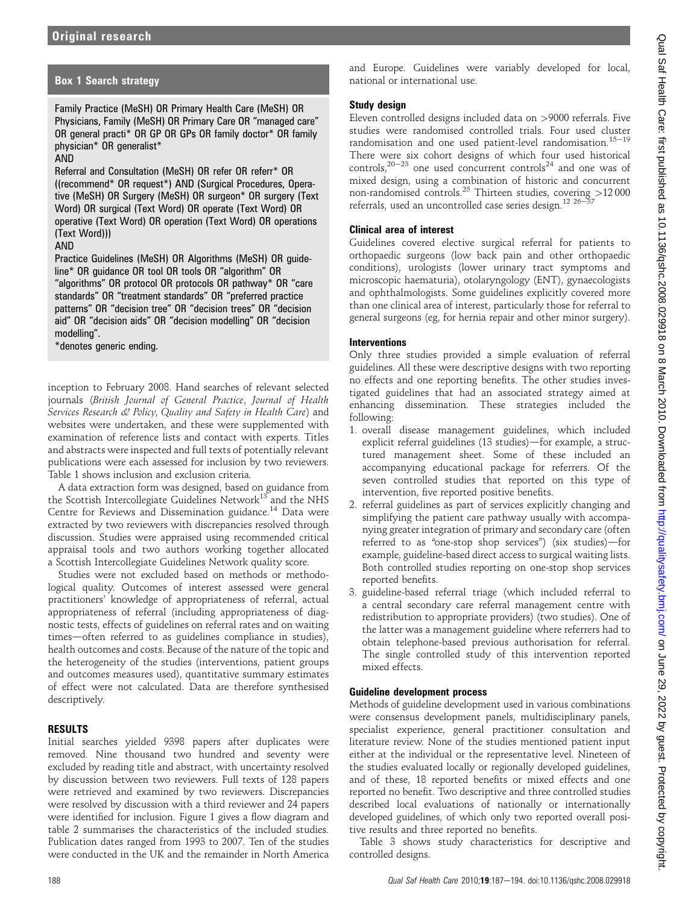## Box 1 Search strategy

Family Practice (MeSH) OR Primary Health Care (MeSH) OR Physicians, Family (MeSH) OR Primary Care OR "managed care" OR general practi* OR GP OR GPs OR family doctor* OR family physician* OR generalist*

AND

Referral and Consultation (MeSH) OR refer OR referr* OR ((recommend* OR request*) AND (Surgical Procedures, Operative (MeSH) OR Surgery (MeSH) OR surgeon* OR surgery (Text Word) OR surgical (Text Word) OR operate (Text Word) OR operative (Text Word) OR operation (Text Word) OR operations (Text Word)))

AND

Practice Guidelines (MeSH) OR Algorithms (MeSH) OR guideline* OR guidance OR tool OR tools OR "algorithm" OR "algorithms" OR protocol OR protocols OR pathway* OR "care standards" OR "treatment standards" OR "preferred practice patterns" OR "decision tree" OR "decision trees" OR "decision aid" OR "decision aids" OR "decision modelling" OR "decision modelling".

*denotes generic ending.

inception to February 2008. Hand searches of relevant selected journals (*British Journal of General Practice*, *Journal of Health Services Research & Policy*, *Quality and Safety in Health Care*) and websites were undertaken, and these were supplemented with examination of reference lists and contact with experts. Titles and abstracts were inspected and full texts of potentially relevant publications were each assessed for inclusion by two reviewers. Table 1 shows inclusion and exclusion criteria.

A data extraction form was designed, based on guidance from the Scottish Intercollegiate Guidelines Network[13] and the NHS Centre for Reviews and Dissemination guidance.[14] Data were extracted by two reviewers with discrepancies resolved through discussion. Studies were appraised using recommended critical appraisal tools and two authors working together allocated a Scottish Intercollegiate Guidelines Network quality score.

Studies were not excluded based on methods or methodological quality. Outcomes of interest assessed were general practitioners' knowledge of appropriateness of referral, actual appropriateness of referral (including appropriateness of diagnostic tests, effects of guidelines on referral rates and on waiting times—often referred to as guidelines compliance in studies), health outcomes and costs. Because of the nature of the topic and the heterogeneity of the studies (interventions, patient groups and outcomes measures used), quantitative summary estimates of effect were not calculated. Data are therefore synthesised descriptively.

## RESULTS

Initial searches yielded 9398 papers after duplicates were removed. Nine thousand two hundred and seventy were excluded by reading title and abstract, with uncertainty resolved by discussion between two reviewers. Full texts of 128 papers were retrieved and examined by two reviewers. Discrepancies were resolved by discussion with a third reviewer and 24 papers were identified for inclusion. Figure 1 gives a flow diagram and table 2 summarises the characteristics of the included studies. Publication dates ranged from 1993 to 2007. Ten of the studies were conducted in the UK and the remainder in North America and Europe. Guidelines were variably developed for local, national or international use.

### Study design

Eleven controlled designs included data on >9000 referrals. Five studies were randomised controlled trials. Four used cluster randomisation and one used patient-level randomisation.[15–19] There were six cohort designs of which four used historical controls,[20–23] one used concurrent controls[24] and one was of mixed design, using a combination of historic and concurrent non-randomised controls.[25] Thirteen studies, covering >12 000 referrals, used an uncontrolled case series design.[12 26–37]

### Clinical area of interest

Guidelines covered elective surgical referral for patients to orthopaedic surgeons (low back pain and other orthopaedic conditions), urologists (lower urinary tract symptoms and microscopic haematuria), otolaryngology (ENT), gynaecologists and ophthalmologists. Some guidelines explicitly covered more than one clinical area of interest, particularly those for referral to general surgeons (eg, for hernia repair and other minor surgery).

### Interventions

Only three studies provided a simple evaluation of referral guidelines. All these were descriptive designs with two reporting no effects and one reporting benefits. The other studies investigated guidelines that had an associated strategy aimed at enhancing dissemination. These strategies included the following:

1. overall disease management guidelines, which included explicit referral guidelines (13 studies)—for example, a structured management sheet. Some of these included an accompanying educational package for referrers. Of the seven controlled studies that reported on this type of intervention, five reported positive benefits.
2. referral guidelines as part of services explicitly changing and simplifying the patient care pathway usually with accompanying greater integration of primary and secondary care (often referred to as "one-stop shop services") (six studies)—for example, guideline-based direct access to surgical waiting lists. Both controlled studies reporting on one-stop shop services reported benefits.
3. guideline-based referral triage (which included referral to a central secondary care referral management centre with redistribution to appropriate providers) (two studies). One of the latter was a management guideline where referrers had to obtain telephone-based previous authorisation for referral. The single controlled study of this intervention reported mixed effects.

### Guideline development process

Methods of guideline development used in various combinations were consensus development panels, multidisciplinary panels, specialist experience, general practitioner consultation and literature review. None of the studies mentioned patient input either at the individual or the representative level. Nineteen of the studies evaluated locally or regionally developed guidelines, and of these, 18 reported benefits or mixed effects and one reported no benefit. Two descriptive and three controlled studies described local evaluations of nationally or internationally developed guidelines, of which only two reported overall positive results and three reported no benefits.

Table 3 shows study characteristics for descriptive and controlled designs.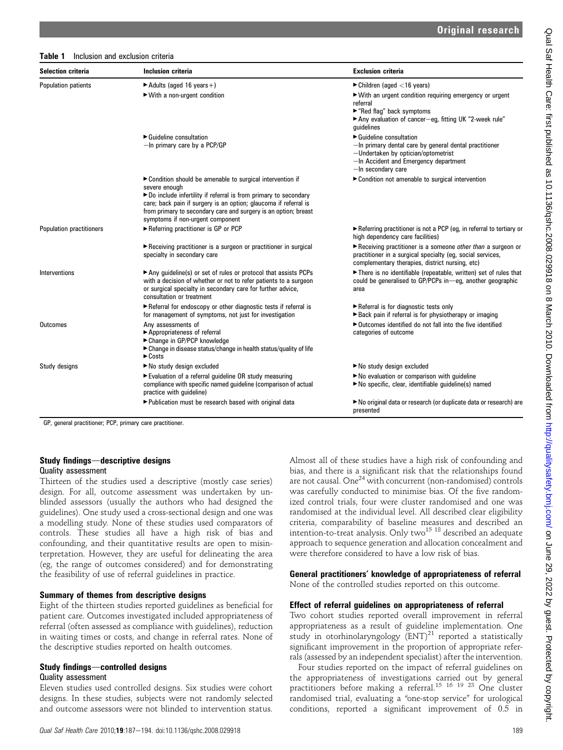**Table 1** Inclusion and exclusion criteria

| Selection criteria | Inclusion criteria | Exclusion criteria |
|---|---|---|
| Population patients | ▶ Adults (aged 16 years+) | ▶ Children (aged <16 years) |
| | ▶ With a non-urgent condition | ▶ With an urgent condition requiring emergency or urgent referral<br>▶ "Red flag" back symptoms<br>▶ Any evaluation of cancer—eg, fitting UK "2-week rule" guidelines |
| | ▶ Guideline consultation<br>—In primary care by a PCP/GP | ▶ Guideline consultation<br>—In primary dental care by general dental practitioner<br>—Undertaken by optician/optometrist<br>—In Accident and Emergency department<br>—In secondary care |
| | ▶ Condition should be amenable to surgical intervention if severe enough<br>▶ Do include infertility if referral is from primary to secondary care; back pain if surgery is an option; glaucoma if referral is from primary to secondary care and surgery is an option; breast symptoms if non-urgent component | ▶ Condition not amenable to surgical intervention |
| Population practitioners | ▶ Referring practitioner is GP or PCP | ▶ Referring practitioner is not a PCP (eg, in referral to tertiary or high dependency care facilities) |
| | ▶ Receiving practitioner is a surgeon or practitioner in surgical specialty in secondary care | ▶ Receiving practitioner is a someone *other than* a surgeon or practitioner in a surgical specialty (eg, social services, complementary therapies, district nursing, etc) |
| Interventions | ▶ Any guideline(s) or set of rules or protocol that assists PCPs with a decision of whether or not to refer patients to a surgeon or surgical specialty in secondary care for further advice, consultation or treatment | ▶ There is no identifiable (repeatable, written) set of rules that could be generalised to GP/PCPs in—eg, another geographic area |
| | ▶ Referral for endoscopy or other diagnostic tests if referral is for management of symptoms, not just for investigation | ▶ Referral is for diagnostic tests only<br>▶ Back pain if referral is for physiotherapy or imaging |
| Outcomes | Any assessments of<br>▶ Appropriateness of referral<br>▶ Change in GP/PCP knowledge<br>▶ Change in disease status/change in health status/quality of life<br>▶ Costs | ▶ Outcomes identified do not fall into the five identified categories of outcome |
| Study designs | ▶ No study design excluded | ▶ No study design excluded |
| | ▶ Evaluation of a referral guideline OR study measuring compliance with specific named guideline (comparison of actual practice with guideline) | ▶ No evaluation or comparison with guideline<br>▶ No specific, clear, identifiable guideline(s) named |
| | ▶ Publication must be research based with original data | ▶ No original data or research (or duplicate data or research) are presented |

GP, general practitioner; PCP, primary care practitioner.

## Study findings—descriptive designs

### Quality assessment

Thirteen of the studies used a descriptive (mostly case series) design. For all, outcome assessment was undertaken by unblinded assessors (usually the authors who had designed the guidelines). One study used a cross-sectional design and one was a modelling study. None of these studies used comparators of controls. These studies all have a high risk of bias and confounding, and their quantitative results are open to misinterpretation. However, they are useful for delineating the area (eg, the range of outcomes considered) and for demonstrating the feasibility of use of referral guidelines in practice.

## Summary of themes from descriptive designs

Eight of the thirteen studies reported guidelines as beneficial for patient care. Outcomes investigated included appropriateness of referral (often assessed as compliance with guidelines), reduction in waiting times or costs, and change in referral rates. None of the descriptive studies reported on health outcomes.

## Study findings—controlled designs

### Quality assessment

Eleven studies used controlled designs. Six studies were cohort designs. In these studies, subjects were not randomly selected and outcome assessors were not blinded to intervention status. Almost all of these studies have a high risk of confounding and bias, and there is a significant risk that the relationships found are not causal. One[24] with concurrent (non-randomised) controls was carefully conducted to minimise bias. Of the five randomized control trials, four were cluster randomised and one was randomised at the individual level. All described clear eligibility criteria, comparability of baseline measures and described an intention-to-treat analysis. Only two[15 18] described an adequate approach to sequence generation and allocation concealment and were therefore considered to have a low risk of bias.

## General practitioners' knowledge of appropriateness of referral

None of the controlled studies reported on this outcome.

## Effect of referral guidelines on appropriateness of referral

Two cohort studies reported overall improvement in referral appropriateness as a result of guideline implementation. One study in otorhinolaryngology (ENT)[21] reported a statistically significant improvement in the proportion of appropriate referrals (assessed by an independent specialist) after the intervention.

Four studies reported on the impact of referral guidelines on the appropriateness of investigations carried out by general practitioners before making a referral.[15 16 19 23] One cluster randomised trial, evaluating a "one-stop service" for urological conditions, reported a significant improvement of 0.5 in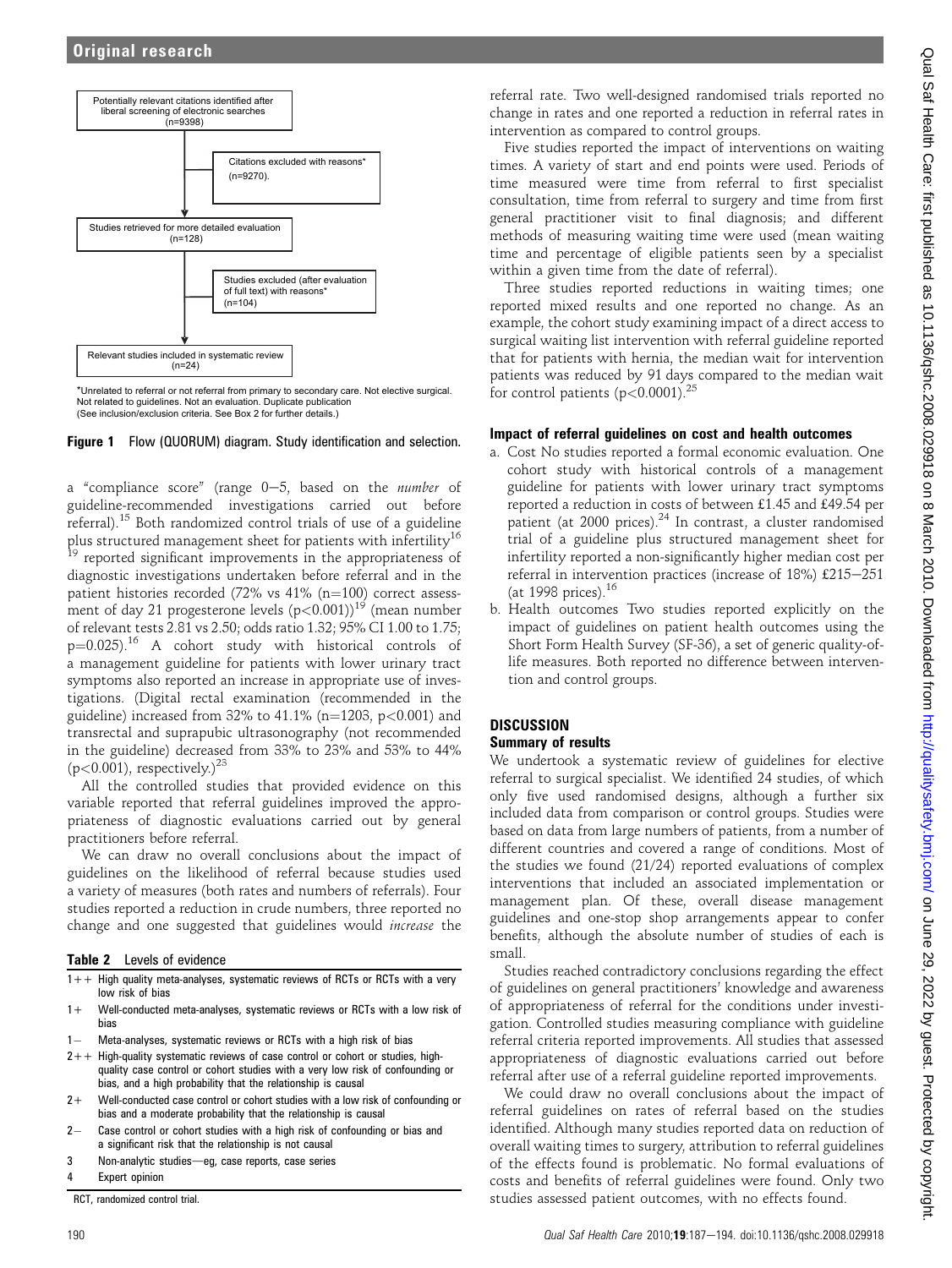Potentially relevant citations identified after liberal screening of electronic searches (n=9398)

Citations excluded with reasons* (n=9270).

Studies retrieved for more detailed evaluation (n=128)

Studies excluded (after evaluation of full text) with reasons* (n=104)

Relevant studies included in systematic review (n=24)

*Unrelated to referral or not referral from primary to secondary care. Not elective surgical. Not related to guidelines. Not an evaluation. Duplicate publication (See inclusion/exclusion criteria. See Box 2 for further details.)

**Figure 1** Flow (QUOROM) diagram. Study identification and selection.

a "compliance score" (range 0–5, based on the *number* of guideline-recommended investigations carried out before referral).[15] Both randomized control trials of use of a guideline plus structured management sheet for patients with infertility[16 19] reported significant improvements in the appropriateness of diagnostic investigations undertaken before referral and in the patient histories recorded (72% vs 41% (n=100) correct assessment of day 21 progesterone levels ($p<0.001$))[19] (mean number of relevant tests 2.81 vs 2.50; odds ratio 1.32; 95% CI 1.00 to 1.75; $p=0.025$).[16] A cohort study with historical controls of a management guideline for patients with lower urinary tract symptoms also reported an increase in appropriate use of investigations. (Digital rectal examination (recommended in the guideline) increased from 32% to 41.1% (n=1203, $p<0.001$) and transrectal and suprapubic ultrasonography (not recommended in the guideline) decreased from 33% to 23% and 53% to 44% ($p<0.001$), respectively.)[23]

All the controlled studies that provided evidence on this variable reported that referral guidelines improved the appropriateness of diagnostic evaluations carried out by general practitioners before referral.

We can draw no overall conclusions about the impact of guidelines on the likelihood of referral because studies used a variety of measures (both rates and numbers of referrals). Four studies reported a reduction in crude numbers, three reported no change and one suggested that guidelines would *increase* the referral rate. Two well-designed randomised trials reported no change in rates and one reported a reduction in referral rates in intervention as compared to control groups.

**Table 2** Levels of evidence

| Level | Description |
|---|---|
| 1++ | High quality meta-analyses, systematic reviews of RCTs or RCTs with a very low risk of bias |
| 1+ | Well-conducted meta-analyses, systematic reviews or RCTs with a low risk of bias |
| 1− | Meta-analyses, systematic reviews or RCTs with a high risk of bias |
| 2++ | High-quality systematic reviews of case control or cohort or studies, high-quality case control or cohort studies with a very low risk of confounding or bias, and a high probability that the relationship is causal |
| 2+ | Well-conducted case control or cohort studies with a low risk of confounding or bias and a moderate probability that the relationship is causal |
| 2− | Case control or cohort studies with a high risk of confounding or bias and a significant risk that the relationship is not causal |
| 3 | Non-analytic studies—eg, case reports, case series |
| 4 | Expert opinion |

RCT, randomized control trial.

Five studies reported the impact of interventions on waiting times. A variety of start and end points were used. Periods of time measured were time from referral to first specialist consultation, time from referral to surgery and time from first general practitioner visit to final diagnosis; and different methods of measuring waiting time were used (mean waiting time and percentage of eligible patients seen by a specialist within a given time from the date of referral).

Three studies reported reductions in waiting times; one reported mixed results and one reported no change. As an example, the cohort study examining impact of a direct access to surgical waiting list intervention with referral guideline reported that for patients with hernia, the median wait for intervention patients was reduced by 91 days compared to the median wait for control patients ($p<0.0001$).[25]

### Impact of referral guidelines on cost and health outcomes

a. Cost No studies reported a formal economic evaluation. One cohort study with historical controls of a management guideline for patients with lower urinary tract symptoms reported a reduction in costs of between £1.45 and £49.54 per patient (at 2000 prices).[24] In contrast, a cluster randomised trial of a guideline plus structured management sheet for infertility reported a non-significantly higher median cost per referral in intervention practices (increase of 18%) £215–251 (at 1998 prices).[16]
b. Health outcomes Two studies reported explicitly on the impact of guidelines on patient health outcomes using the Short Form Health Survey (SF-36), a set of generic quality-of-life measures. Both reported no difference between intervention and control groups.

## DISCUSSION

### Summary of results

We undertook a systematic review of guidelines for elective referral to surgical specialist. We identified 24 studies, of which only five used randomised designs, although a further six included data from comparison or control groups. Studies were based on data from large numbers of patients, from a number of different countries and covered a range of conditions. Most of the studies we found (21/24) reported evaluations of complex interventions that included an associated implementation or management plan. Of these, overall disease management guidelines and one-stop shop arrangements appear to confer benefits, although the absolute number of studies of each is small.

Studies reached contradictory conclusions regarding the effect of guidelines on general practitioners' knowledge and awareness of appropriateness of referral for the conditions under investigation. Controlled studies measuring compliance with guideline referral criteria reported improvements. All studies that assessed appropriateness of diagnostic evaluations carried out before referral after use of a referral guideline reported improvements.

We could draw no overall conclusions about the impact of referral guidelines on rates of referral based on the studies identified. Although many studies reported data on reduction of overall waiting times to surgery, attribution to referral guidelines of the effects found is problematic. No formal evaluations of costs and benefits of referral guidelines were found. Only two studies assessed patient outcomes, with no effects found.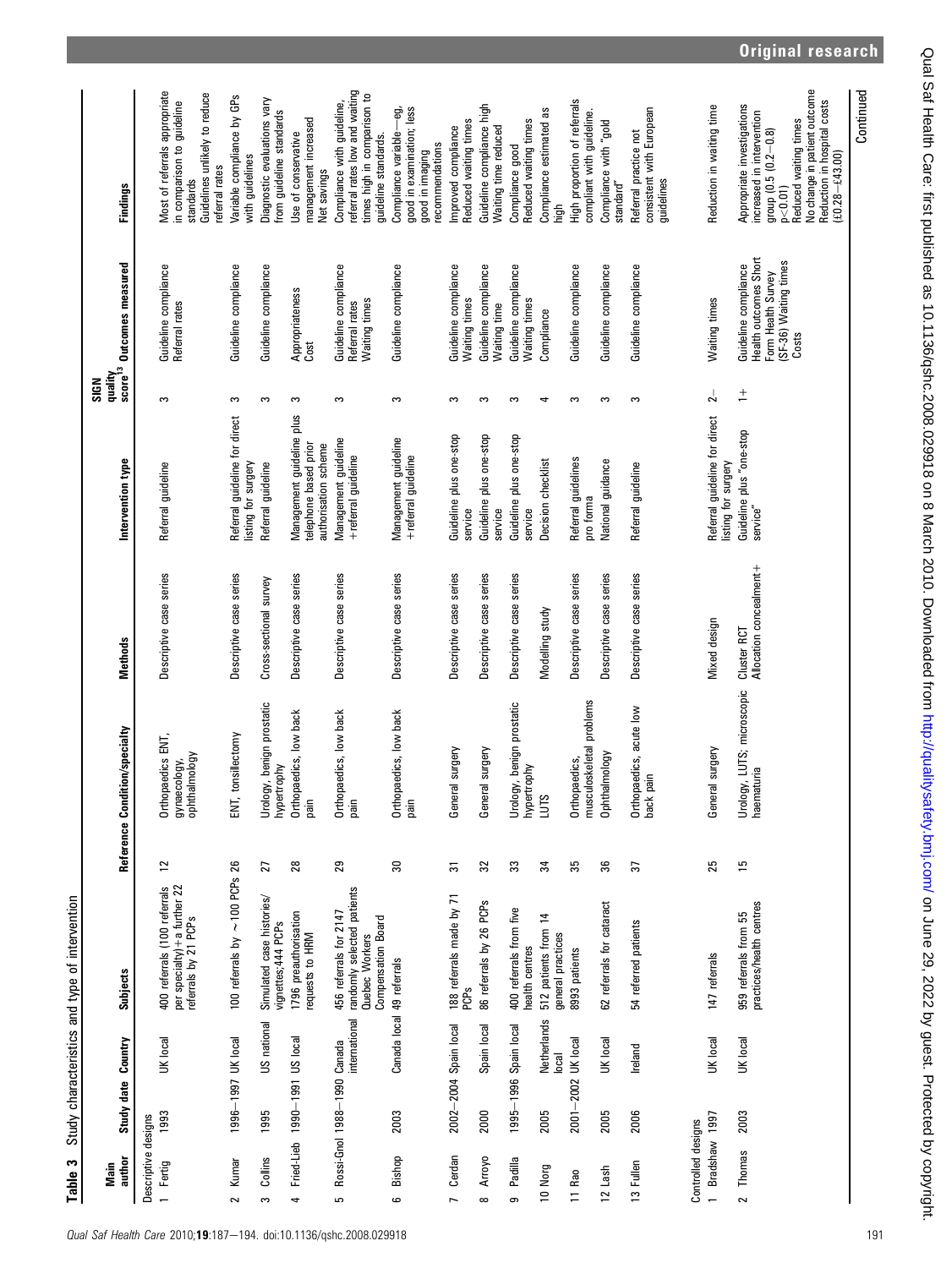**Table 3** Study characteristics and type of intervention

| | Main author | Study date | Country | Subjects | Reference | Condition/specialty | Methods | Intervention type | SIGN quality score[13] | Outcomes measured | Findings |
|---|---|---|---|---|---|---|---|---|---|---|---|
| **Descriptive designs** | | | | | | | | | | | |
| 1 | Fertig | 1993 | UK local | 400 referrals (100 referrals per specialty)+a further 22 referrals by 21 PCPs | 12 | Orthopaedics ENT, gynaecology, ophthalmology | Descriptive case series | Referral guideline | 3 | Guideline compliance<br>Referral rates | Most of referrals appropriate in comparison to guideline standards<br>Guidelines unlikely to reduce referral rates |
| 2 | Kumar | 1996–1997 | UK local | 100 referrals by ~100 PCPs | 26 | ENT, tonsillectomy | Descriptive case series | Referral guideline for direct listing for surgery | 3 | Guideline compliance | Variable compliance by GPs with guidelines |
| 3 | Collins | 1995 | US national | Simulated case histories/vignettes;444 PCPs | 27 | Urology, benign prostatic hypertrophy | Cross-sectional survey | Referral guideline | 3 | Guideline compliance | Diagnostic evaluations vary from guideline standards |
| 4 | Fried-Lieb | 1990–1991 | US local | 1796 preauthorisation requests to HRM | 28 | Orthopaedics, low back pain | Descriptive case series | Management guideline plus telephone based prior authorisation scheme | 3 | Appropriateness<br>Cost | Use of conservative management increased<br>Net savings |
| 5 | Rossi-Gnol | 1988–1990 | Canada international | 456 referrals for 2147 randomly selected patients Quebec Workers Compensation Board | 29 | Orthopaedics, low back pain | Descriptive case series | Management guideline +referral guideline | 3 | Guideline compliance<br>Referral rates<br>Waiting times | Compliance with guideline, referral rates low and waiting times high in comparison to guideline standards. |
| 6 | Bishop | 2003 | Canada local | 49 referrals | 30 | Orthopaedics, low back pain | Descriptive case series | Management guideline +referral guideline | 3 | Guideline compliance | Compliance variable—eg, good in examination; less good in imaging recommendations |
| 7 | Cerdan | 2002–2004 | Spain local | 188 referrals made by 71 PCPs | 31 | General surgery | Descriptive case series | Guideline plus one-stop service | 3 | Guideline compliance<br>Waiting times | Improved compliance<br>Reduced waiting times |
| 8 | Arroyo | 2000 | Spain local | 86 referrals by 26 PCPs | 32 | General surgery | Descriptive case series | Guideline plus one-stop service | 3 | Guideline compliance<br>Waiting time | Guideline compliance high<br>Waiting time reduced |
| 9 | Padilla | 1995–1996 | Spain local | 400 referrals from five health centres | 33 | Urology, benign prostatic hypertrophy | Descriptive case series | Guideline plus one-stop service | 3 | Guideline compliance<br>Waiting times | Compliance good<br>Reduced waiting times |
| 10 | Norg | 2005 | Netherlands local | 512 patients from 14 general practices | 34 | LUTS | Modelling study | Decision checklist | 4 | Compliance | Compliance estimated as high |
| 11 | Rao | 2001–2002 | UK local | 8993 patients | 35 | Orthopaedics, musculoskeletal problems | Descriptive case series | Referral guidelines pro forma | 3 | Guideline compliance | High proportion of referrals compliant with guideline. |
| 12 | Lash | 2005 | UK local | 62 referrals for cataract | 36 | Ophthalmology | Descriptive case series | National guidance | 3 | Guideline compliance | Compliance with "gold standard" |
| 13 | Fullen | 2006 | Ireland | 54 referred patients | 37 | Orthopaedics, acute low back pain | Descriptive case series | Referral guideline | 3 | Guideline compliance | Referral practice not consistent with European guidelines |
| **Controlled designs** | | | | | | | | | | | |
| 1 | Bradshaw | 1997 | UK local | 147 referrals | 25 | General surgery | Mixed design | Referral guideline for direct listing for surgery | 2− | Waiting times | Reduction in waiting time |
| 2 | Thomas | 2003 | UK local | 959 referrals from 55 practices/health centres | 15 | Urology, LUTS; microscopic haematuria | Cluster RCT<br>Allocation concealment+ | Guideline plus "one-stop service" | 1+ | Guideline compliance<br>Health outcomes Short Form Health Survey (SF-36) Waiting times<br>Costs | Appropriate investigations increased in intervention group (0.5 (0.2–0.8) p<0.01)<br>Reduced waiting times<br>No change in patient outcome<br>Reduction in hospital costs (£0.28–£43.00) |

Continued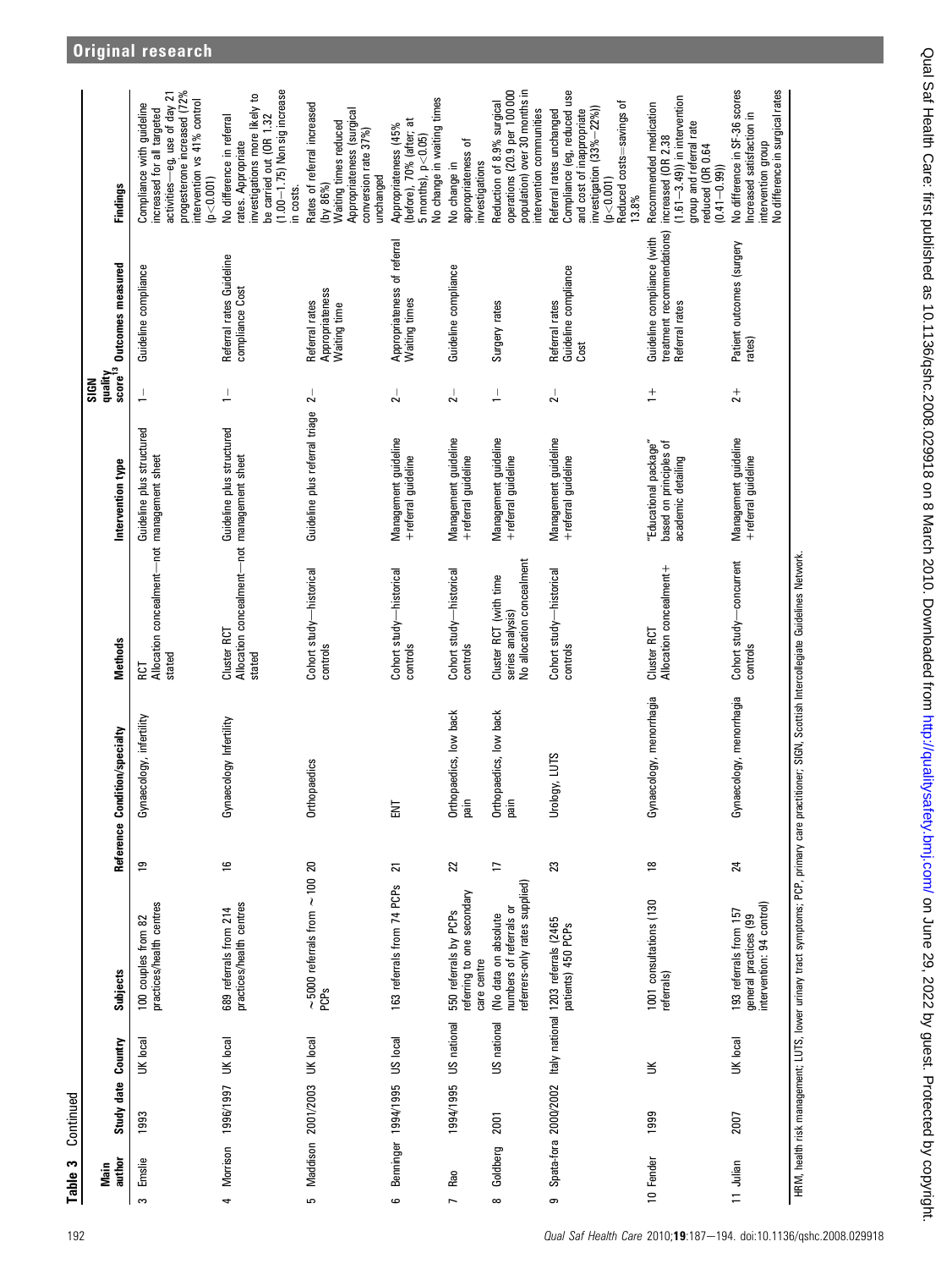**Table 3** Continued

| | Main author | Study date | Country | Subjects | Reference | Condition/specialty | Methods | Intervention type | SIGN quality score[13] | Outcomes measured | Findings |
|---|---|---|---|---|---|---|---|---|---|---|---|
| 3 | Emslie | 1993 | UK local | 100 couples from 82 practices/health centres | 19 | Gynaecology, infertility | RCT Allocation concealment—not stated | Guideline plus structured management sheet | 1− | Guideline compliance | Compliance with guideline increased for all targeted activities—eg, use of day 21 progesterone increased (72% intervention vs 41% control ($p<0.001$) |
| 4 | Morrison | 1996/1997 | UK local | 689 referrals from 214 practices/health centres | 16 | Gynaecology Infertility | Cluster RCT Allocation concealment—not stated | Guideline plus structured management sheet | 1− | Referral rates Guideline compliance Cost | No difference in referral rates. Appropriate investigations more likely to be carried out (OR 1.32 (1.00–1.75) Non sig increase in costs. |
| 5 | Maddison | 2001/2003 | UK local | ~5000 referrals from ~100 PCPs | 20 | Orthopaedics | Cohort study—historical controls | Guideline plus referral triage | 2− | Referral rates Appropriateness Waiting time | Rates of referral increased (by 86%) Waiting times reduced Appropriateness (surgical conversion rate 37%) unchanged |
| 6 | Benninger | 1994/1995 | US local | 163 referrals from 74 PCPs | 21 | ENT | Cohort study—historical controls | Management guideline +referral guideline | 2− | Appropriateness of referral Waiting times | Appropriateness (45% (before), 70% (after; at 5 months), $p<0.05$) No change in waiting times |
| 7 | Rao | 1994/1995 | US national | 550 referrals by PCPs referring to one secondary care centre | 22 | Orthopaedics, low back pain | Cohort study—historical controls | Management guideline +referral guideline | 2− | Guideline compliance | No change in appropriateness of investigations |
| 8 | Goldberg | 2001 | US national | (No data on absolute numbers of referrals or referrers-only rates supplied) | 17 | Orthopaedics, low back pain | Cluster RCT (with time series analysis) No allocation concealment | Management guideline +referral guideline | 1− | Surgery rates | Reduction of 8.9% surgical operations (20.9 per 100 000 population) over 30 months in intervention communities |
| 9 | Spata-fora | 2000/2002 | Italy national | 1203 referrals (2465 patients) 450 PCPs | 23 | Urology, LUTS | Cohort study—historical controls | Management guideline +referral guideline | 2− | Referral rates Guideline compliance Cost | Referral rates unchanged Compliance (eg, reduced use and cost of inappropriate investigation (33%–22%)) ($p<0.001$) Reduced costs—savings of 13.8% |
| 10 | Fender | 1999 | UK | 1001 consultations (130 referrals) | 18 | Gynaecology, menorrhagia | Cluster RCT Allocation concealment+ | "Educational package" based on principles of academic detailing | 1+ | Guideline compliance (with treatment recommendations) Referral rates | Recommended medication increased (OR 2.38 (1.61–3.49)) in intervention group and referral rate reduced (OR 0.64 (0.41–0.99)) |
| 11 | Julian | 2007 | UK local | 193 referrals from 157 general practices (99 intervention: 94 control) | 24 | Gynaecology, menorrhagia | Cohort study—concurrent controls | Management guideline +referral guideline | 2+ | Patient outcomes (surgery rates) | No difference in SF-36 scores Increased satisfaction in intervention group No difference in surgical rates |

HRM, health risk management; LUTS, lower urinary tract symptoms; PCP, primary care practitioner; SIGN, Scottish Intercollegiate Guidelines Network.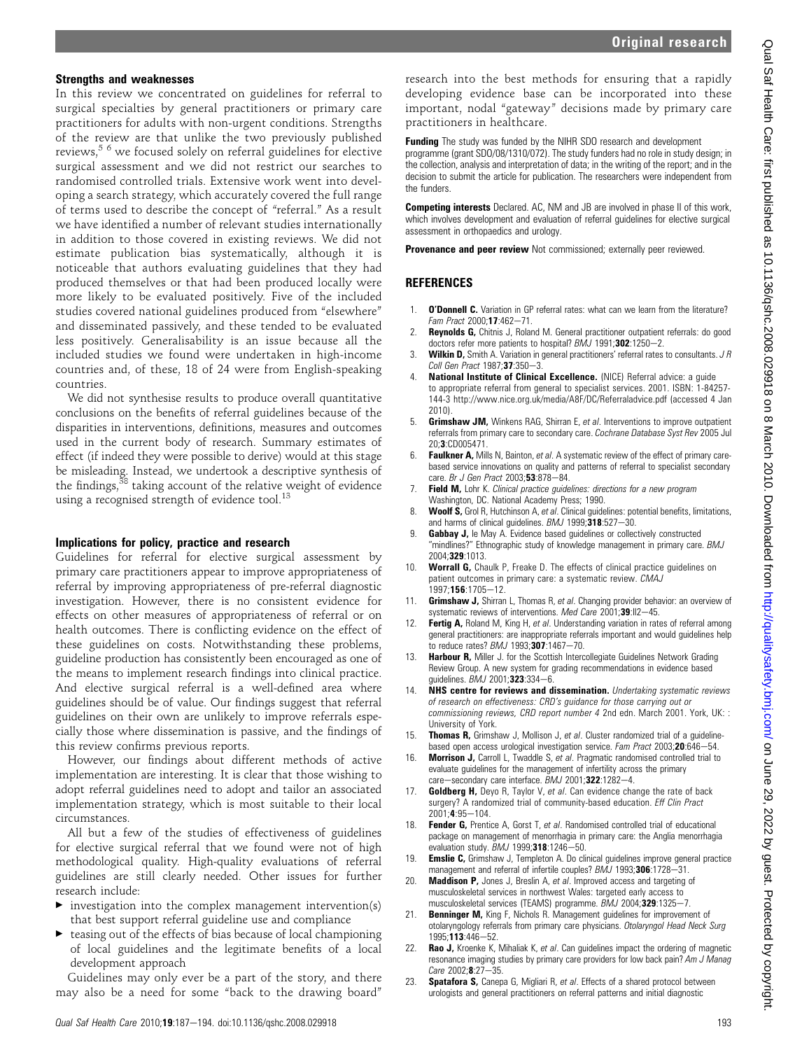### Strengths and weaknesses

In this review we concentrated on guidelines for referral to surgical specialties by general practitioners or primary care practitioners for adults with non-urgent conditions. Strengths of the review are that unlike the two previously published reviews,[5 6] we focused solely on referral guidelines for elective surgical assessment and we did not restrict our searches to randomised controlled trials. Extensive work went into developing a search strategy, which accurately covered the full range of terms used to describe the concept of "referral." As a result we have identified a number of relevant studies internationally in addition to those covered in existing reviews. We did not estimate publication bias systematically, although it is noticeable that authors evaluating guidelines that they had produced themselves or that had been produced locally were more likely to be evaluated positively. Five of the included studies covered national guidelines produced from "elsewhere" and disseminated passively, and these tended to be evaluated less positively. Generalisability is an issue because all the included studies we found were undertaken in high-income countries and, of these, 18 of 24 were from English-speaking countries.

We did not synthesise results to produce overall quantitative conclusions on the benefits of referral guidelines because of the disparities in interventions, definitions, measures and outcomes used in the current body of research. Summary estimates of effect (if indeed they were possible to derive) would at this stage be misleading. Instead, we undertook a descriptive synthesis of the findings,[38] taking account of the relative weight of evidence using a recognised strength of evidence tool.[13]

### Implications for policy, practice and research

Guidelines for referral for elective surgical assessment by primary care practitioners appear to improve appropriateness of referral by improving appropriateness of pre-referral diagnostic investigation. However, there is no consistent evidence for effects on other measures of appropriateness of referral or on health outcomes. There is conflicting evidence on the effect of these guidelines on costs. Notwithstanding these problems, guideline production has consistently been encouraged as one of the means to implement research findings into clinical practice. And elective surgical referral is a well-defined area where guidelines should be of value. Our findings suggest that referral guidelines on their own are unlikely to improve referrals especially those where dissemination is passive, and the findings of this review confirms previous reports.

However, our findings about different methods of active implementation are interesting. It is clear that those wishing to adopt referral guidelines need to adopt and tailor an associated implementation strategy, which is most suitable to their local circumstances.

All but a few of the studies of effectiveness of guidelines for elective surgical referral that we found were not of high methodological quality. High-quality evaluations of referral guidelines are still clearly needed. Other issues for further research include:

- investigation into the complex management intervention(s) that best support referral guideline use and compliance
- teasing out of the effects of bias because of local championing of local guidelines and the legitimate benefits of a local development approach

Guidelines may only ever be a part of the story, and there may also be a need for some "back to the drawing board" research into the best methods for ensuring that a rapidly developing evidence base can be incorporated into these important, nodal "gateway" decisions made by primary care practitioners in healthcare.

**Funding** The study was funded by the NIHR SDO research and development programme (grant SDO/08/1310/072). The study funders had no role in study design; in the collection, analysis and interpretation of data; in the writing of the report; and in the decision to submit the article for publication. The researchers were independent from the funders.

**Competing interests** Declared. AC, NM and JB are involved in phase II of this work, which involves development and evaluation of referral guidelines for elective surgical assessment in orthopaedics and urology.

**Provenance and peer review** Not commissioned; externally peer reviewed.

## REFERENCES

1. **O'Donnell C.** Variation in GP referral rates: what can we learn from the literature? *Fam Pract* 2000;**17**:462—71.
2. **Reynolds G,** Chitnis J, Roland M. General practitioner outpatient referrals: do good doctors refer more patients to hospital? *BMJ* 1991;**302**:1250—2.
3. **Wilkin D,** Smith A. Variation in general practitioners' referral rates to consultants. *J R Coll Gen Pract* 1987;**37**:350—3.
4. **National Institute of Clinical Excellence.** (NICE) Referral advice: a guide to appropriate referral from general to specialist services. 2001. ISBN: 1-84257-144-3 http://www.nice.org.uk/media/A8F/DC/Referraladvice.pdf (accessed 4 Jan 2010).
5. **Grimshaw JM,** Winkens RAG, Shirran E, *et al*. Interventions to improve outpatient referrals from primary care to secondary care. *Cochrane Database Syst Rev* 2005 Jul 20;**3**:CD005471.
6. **Faulkner A,** Mills N, Bainton, *et al*. A systematic review of the effect of primary care-based service innovations on quality and patterns of referral to specialist secondary care. *Br J Gen Pract* 2003;**53**:878—84.
7. **Field M,** Lohr K. *Clinical practice guidelines: directions for a new program* Washington, DC. National Academy Press; 1990.
8. **Woolf S,** Grol R, Hutchinson A, *et al*. Clinical guidelines: potential benefits, limitations, and harms of clinical guidelines. *BMJ* 1999;**318**:527—30.
9. **Gabbay J,** le May A. Evidence based guidelines or collectively constructed "mindlines?" Ethnographic study of knowledge management in primary care. *BMJ* 2004;**329**:1013.
10. **Worrall G,** Chaulk P, Freake D. The effects of clinical practice guidelines on patient outcomes in primary care: a systematic review. *CMAJ* 1997;**156**:1705—12.
11. **Grimshaw J,** Shirran L, Thomas R, *et al*. Changing provider behavior: an overview of systematic reviews of interventions. *Med Care* 2001;**39**:II2—45.
12. **Fertig A,** Roland M, King H, *et al*. Understanding variation in rates of referral among general practitioners: are inappropriate referrals important and would guidelines help to reduce rates? *BMJ* 1993;**307**:1467—70.
13. **Harbour R,** Miller J. for the Scottish Intercollegiate Guidelines Network Grading Review Group. A new system for grading recommendations in evidence based guidelines. *BMJ* 2001;**323**:334—6.
14. **NHS centre for reviews and dissemination.** *Undertaking systematic reviews of research on effectiveness: CRD's guidance for those carrying out or commissioning reviews, CRD report number 4* 2nd edn. March 2001. York, UK: : University of York.
15. **Thomas R,** Grimshaw J, Mollison J, *et al*. Cluster randomized trial of a guideline-based open access urological investigation service. *Fam Pract* 2003;**20**:646—54.
16. **Morrison J,** Carroll L, Twaddle S, *et al*. Pragmatic randomised controlled trial to evaluate guidelines for the management of infertility across the primary care—secondary care interface. *BMJ* 2001;**322**:1282—4.
17. **Goldberg H,** Deyo R, Taylor V, *et al*. Can evidence change the rate of back surgery? A randomized trial of community-based education. *Eff Clin Pract* 2001;**4**:95—104.
18. **Fender G,** Prentice A, Gorst T, *et al*. Randomised controlled trial of educational package on management of menorrhagia in primary care: the Anglia menorrhagia evaluation study. *BMJ* 1999;**318**:1246—50.
19. **Emslie C,** Grimshaw J, Templeton A. Do clinical guidelines improve general practice management and referral of infertile couples? *BMJ* 1993;**306**:1728—31.
20. **Maddison P,** Jones J, Breslin A, *et al*. Improved access and targeting of musculoskeletal services in northwest Wales: targeted early access to musculoskeletal services (TEAMS) programme. *BMJ* 2004;**329**:1325—7.
21. **Benninger M,** King F, Nichols R. Management guidelines for improvement of otolaryngology referrals from primary care physicians. *Otolaryngol Head Neck Surg* 1995;**113**:446—52.
22. **Rao J,** Kroenke K, Mihaliak K, *et al*. Can guidelines impact the ordering of magnetic resonance imaging studies by primary care providers for low back pain? *Am J Manag Care* 2002;**8**:27—35.
23. **Spatafora S,** Canepa G, Migliari R, *et al*. Effects of a shared protocol between urologists and general practitioners on referral patterns and initial diagnostic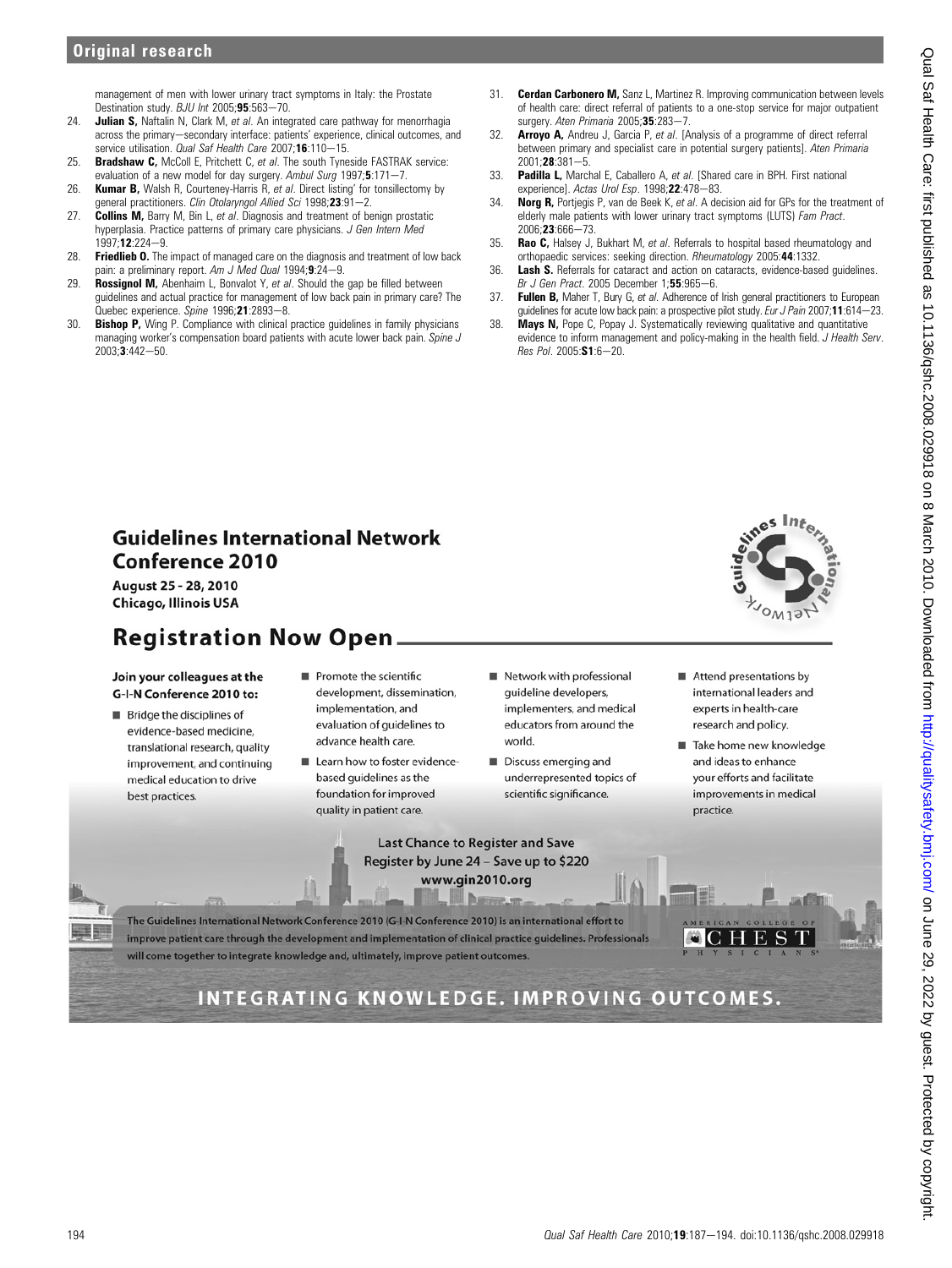management of men with lower urinary tract symptoms in Italy: the Prostate Destination study. *BJU Int* 2005;**95**:563—70.

24. **Julian S,** Naftalin N, Clark M, *et al*. An integrated care pathway for menorrhagia across the primary—secondary interface: patients' experience, clinical outcomes, and service utilisation. *Qual Saf Health Care* 2007;**16**:110—15.
25. **Bradshaw C,** McColl E, Pritchett C, *et al*. The south Tyneside FASTRAK service: evaluation of a new model for day surgery. *Ambul Surg* 1997;**5**:171—7.
26. **Kumar B,** Walsh R, Courteney-Harris R, *et al*. Direct listing' for tonsillectomy by general practitioners. *Clin Otolaryngol Allied Sci* 1998;**23**:91—2.
27. **Collins M,** Barry M, Bin L, *et al*. Diagnosis and treatment of benign prostatic hyperplasia. Practice patterns of primary care physicians. *J Gen Intern Med* 1997;**12**:224—9.
28. **Friedlieb O.** The impact of managed care on the diagnosis and treatment of low back pain: a preliminary report. *Am J Med Qual* 1994;**9**:24—9.
29. **Rossignol M,** Abenhaim L, Bonvalot Y, *et al*. Should the gap be filled between guidelines and actual practice for management of low back pain in primary care? The Quebec experience. *Spine* 1996;**21**:2893—8.
30. **Bishop P,** Wing P. Compliance with clinical practice guidelines in family physicians managing worker's compensation board patients with acute lower back pain. *Spine J* 2003;**3**:442—50.
31. **Cerdan Carbonero M,** Sanz L, Martinez R. Improving communication between levels of health care: direct referral of patients to a one-stop service for major outpatient surgery. *Aten Primaria* 2005;**35**:283—7.
32. **Arroyo A,** Andreu J, Garcia P, *et al*. [Analysis of a programme of direct referral between primary and specialist care in potential surgery patients]. *Aten Primaria* 2001;**28**:381—5.
33. **Padilla L,** Marchal E, Caballero A, *et al*. [Shared care in BPH. First national experience]. *Actas Urol Esp*. 1998;**22**:478—83.
34. **Norg R,** Portjegis P, van de Beek K, *et al*. A decision aid for GPs for the treatment of elderly male patients with lower urinary tract symptoms (LUTS) *Fam Pract*. 2006;**23**:666—73.
35. **Rao C,** Halsey J, Bukhart M, *et al*. Referrals to hospital based rheumatology and orthopaedic services: seeking direction. *Rheumatology* 2005:**44**:1332.
36. **Lash S.** Referrals for cataract and action on cataracts, evidence-based guidelines. *Br J Gen Pract*. 2005 December 1;**55**:965—6.
37. **Fullen B,** Maher T, Bury G, *et al*. Adherence of Irish general practitioners to European guidelines for acute low back pain: a prospective pilot study. *Eur J Pain* 2007;**11**:614—23.
38. **Mays N,** Pope C, Popay J. Systematically reviewing qualitative and quantitative evidence to inform management and policy-making in the health field. *J Health Serv. Res Pol*. 2005:**S1**:6—20.

## Guidelines International Network Conference 2010

**August 25 - 28, 2010**
**Chicago, Illinois USA**

## Registration Now Open

**Join your colleagues at the G-I-N Conference 2010 to:**

- Bridge the disciplines of evidence-based medicine, translational research, quality improvement, and continuing medical education to drive best practices.
- Promote the scientific development, dissemination, implementation, and evaluation of guidelines to advance health care.
- Learn how to foster evidence-based guidelines as the foundation for improved quality in patient care.
- Network with professional guideline developers, implementers, and medical educators from around the world.
- Discuss emerging and underrepresented topics of scientific significance.
- Attend presentations by international leaders and experts in health-care research and policy.
- Take home new knowledge and ideas to enhance your efforts and facilitate improvements in medical practice.

Last Chance to Register and Save
Register by June 24 – Save up to $220
www.gin2010.org

The Guidelines International Network Conference 2010 (G-I-N Conference 2010) is an international effort to improve patient care through the development and implementation of clinical practice guidelines. Professionals will come together to integrate knowledge and, ultimately, improve patient outcomes.

AMERICAN COLLEGE OF CHEST PHYSICIANS

INTEGRATING KNOWLEDGE. IMPROVING OUTCOMES.